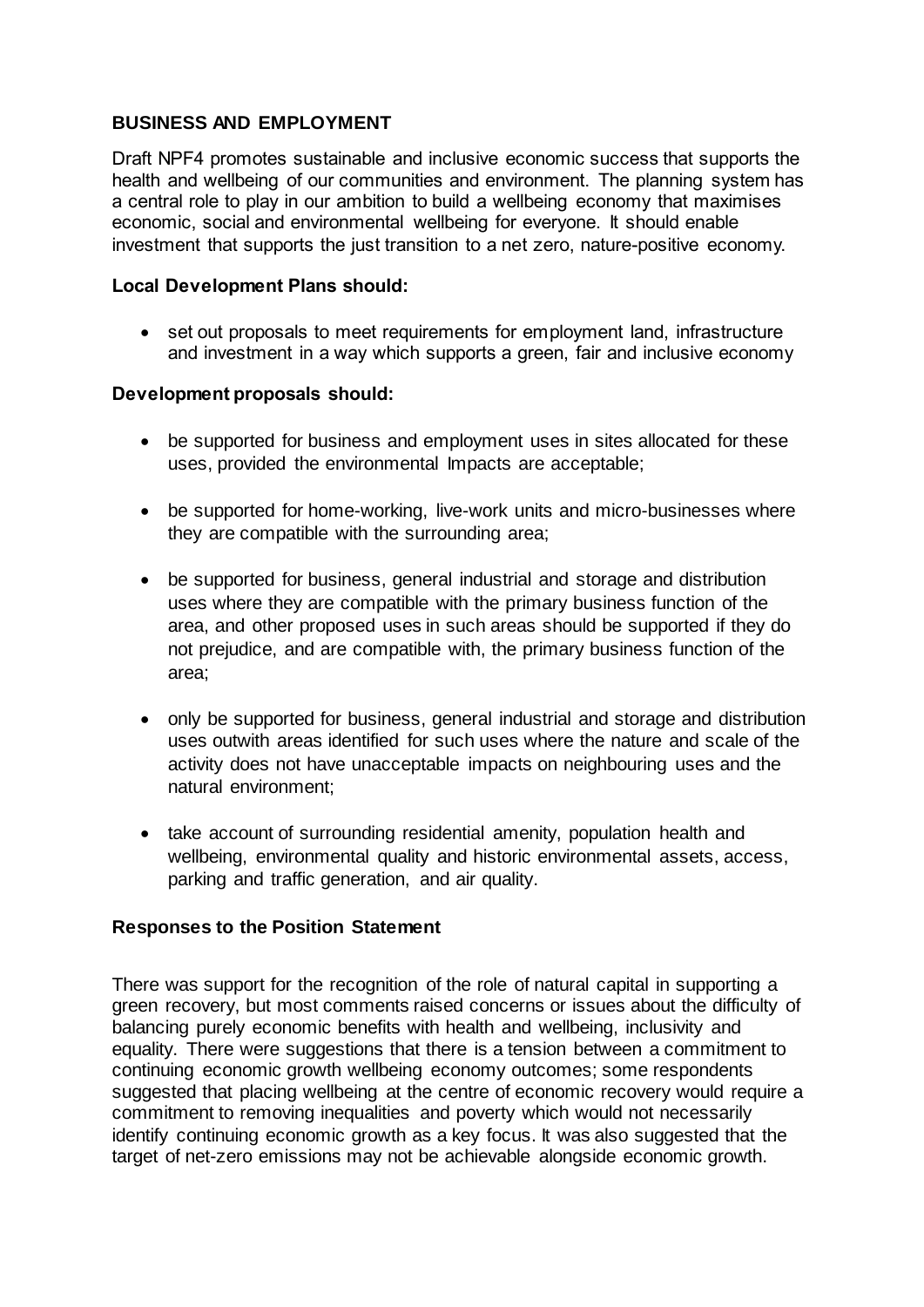## BUSINESS AND EMPLOYMENT

Draft NPF4 promotes sustainable and inclusive economic success that supports the health and wellbeing of our communities and environment. The planning system has a central role to play in our ambition to build a wellbeing economy that maximises economic, social and environmental wellbeing for everyone. It should enable investment that supports the just transition to a net zero, nature-positive economy.

**Local Development Plans should:**

- set out proposals to meet requirements for employment land, infrastructure and investment in a way which supports a green, fair and inclusive economy

**Development proposals should:**

- be supported for business and employment uses in sites allocated for these uses, provided the environmental Impacts are acceptable;
- be supported for home-working, live-work units and micro-businesses where they are compatible with the surrounding area;
- be supported for business, general industrial and storage and distribution uses where they are compatible with the primary business function of the area, and other proposed uses in such areas should be supported if they do not prejudice, and are compatible with, the primary business function of the area;
- only be supported for business, general industrial and storage and distribution uses outwith areas identified for such uses where the nature and scale of the activity does not have unacceptable impacts on neighbouring uses and the natural environment;
- take account of surrounding residential amenity, population health and wellbeing, environmental quality and historic environmental assets, access, parking and traffic generation, and air quality.

**Responses to the Position Statement**

There was support for the recognition of the role of natural capital in supporting a green recovery, but most comments raised concerns or issues about the difficulty of balancing purely economic benefits with health and wellbeing, inclusivity and equality. There were suggestions that there is a tension between a commitment to continuing economic growth wellbeing economy outcomes; some respondents suggested that placing wellbeing at the centre of economic recovery would require a commitment to removing inequalities and poverty which would not necessarily identify continuing economic growth as a key focus. It was also suggested that the target of net-zero emissions may not be achievable alongside economic growth.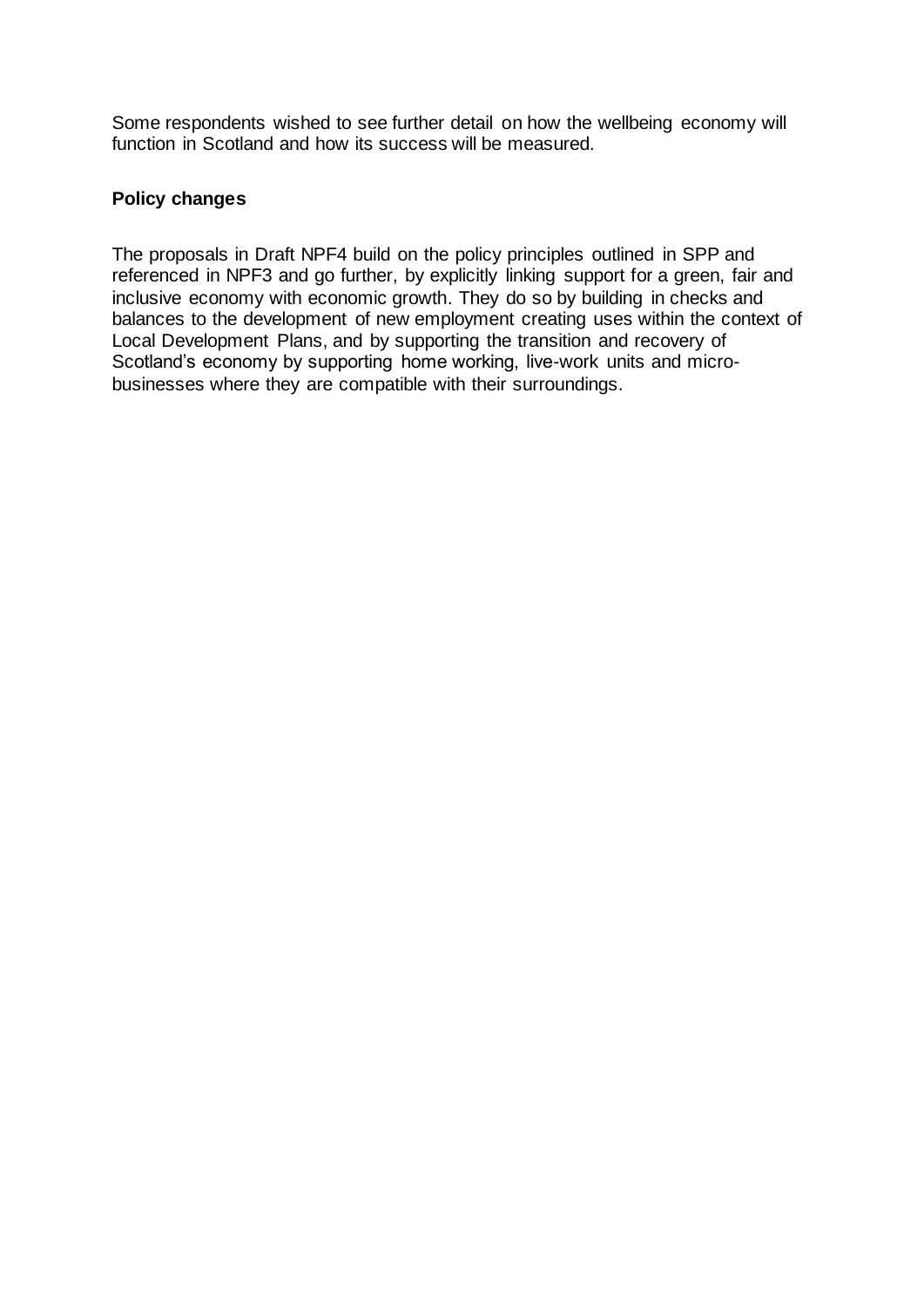Some respondents wished to see further detail on how the wellbeing economy will function in Scotland and how its success will be measured.

**Policy changes**

The proposals in Draft NPF4 build on the policy principles outlined in SPP and referenced in NPF3 and go further, by explicitly linking support for a green, fair and inclusive economy with economic growth. They do so by building in checks and balances to the development of new employment creating uses within the context of Local Development Plans, and by supporting the transition and recovery of Scotland's economy by supporting home working, live-work units and micro-businesses where they are compatible with their surroundings.